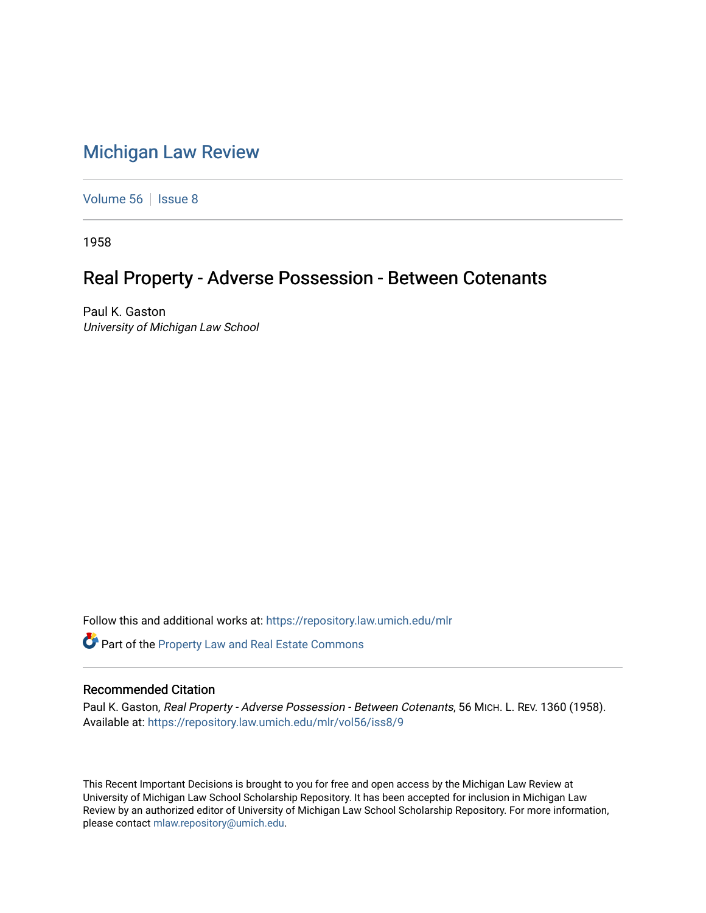# Michigan Law Review

Volume 56 | Issue 8

1958

## Real Property - Adverse Possession - Between Cotenants

Paul K. Gaston
*University of Michigan Law School*

Follow this and additional works at: https://repository.law.umich.edu/mlr

Part of the Property Law and Real Estate Commons

### Recommended Citation

Paul K. Gaston, *Real Property - Adverse Possession - Between Cotenants*, 56 MICH. L. REV. 1360 (1958). Available at: https://repository.law.umich.edu/mlr/vol56/iss8/9

This Recent Important Decisions is brought to you for free and open access by the Michigan Law Review at University of Michigan Law School Scholarship Repository. It has been accepted for inclusion in Michigan Law Review by an authorized editor of University of Michigan Law School Scholarship Repository. For more information, please contact mlaw.repository@umich.edu.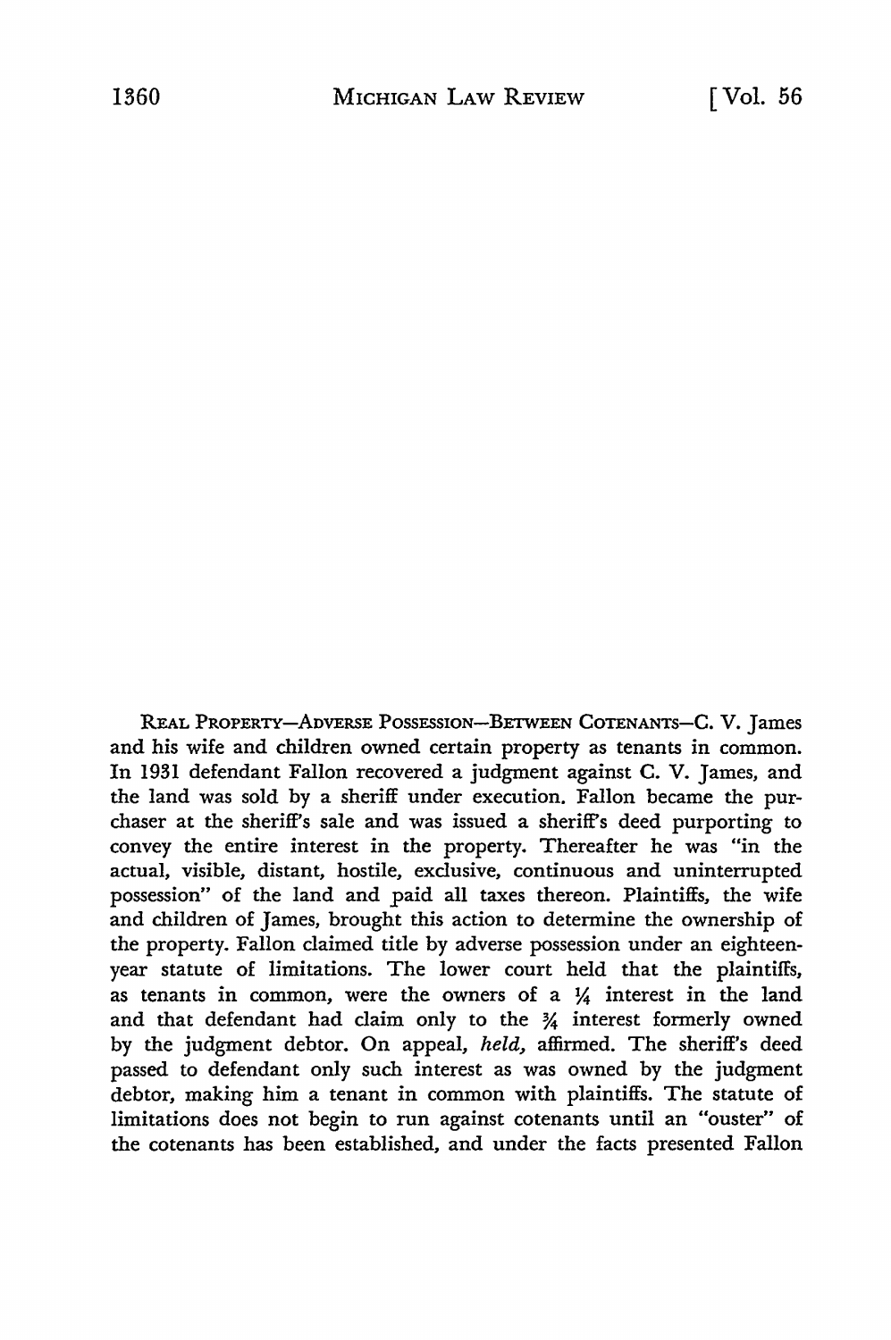REAL PROPERTY—ADVERSE POSSESSION—BETWEEN COTENANTS—C. V. James and his wife and children owned certain property as tenants in common. In 1931 defendant Fallon recovered a judgment against C. V. James, and the land was sold by a sheriff under execution. Fallon became the purchaser at the sheriff's sale and was issued a sheriff's deed purporting to convey the entire interest in the property. Thereafter he was "in the actual, visible, distant, hostile, exclusive, continuous and uninterrupted possession" of the land and paid all taxes thereon. Plaintiffs, the wife and children of James, brought this action to determine the ownership of the property. Fallon claimed title by adverse possession under an eighteen-year statute of limitations. The lower court held that the plaintiffs, as tenants in common, were the owners of a 1/4 interest in the land and that defendant had claim only to the 3/4 interest formerly owned by the judgment debtor. On appeal, *held,* affirmed. The sheriff's deed passed to defendant only such interest as was owned by the judgment debtor, making him a tenant in common with plaintiffs. The statute of limitations does not begin to run against cotenants until an "ouster" of the cotenants has been established, and under the facts presented Fallon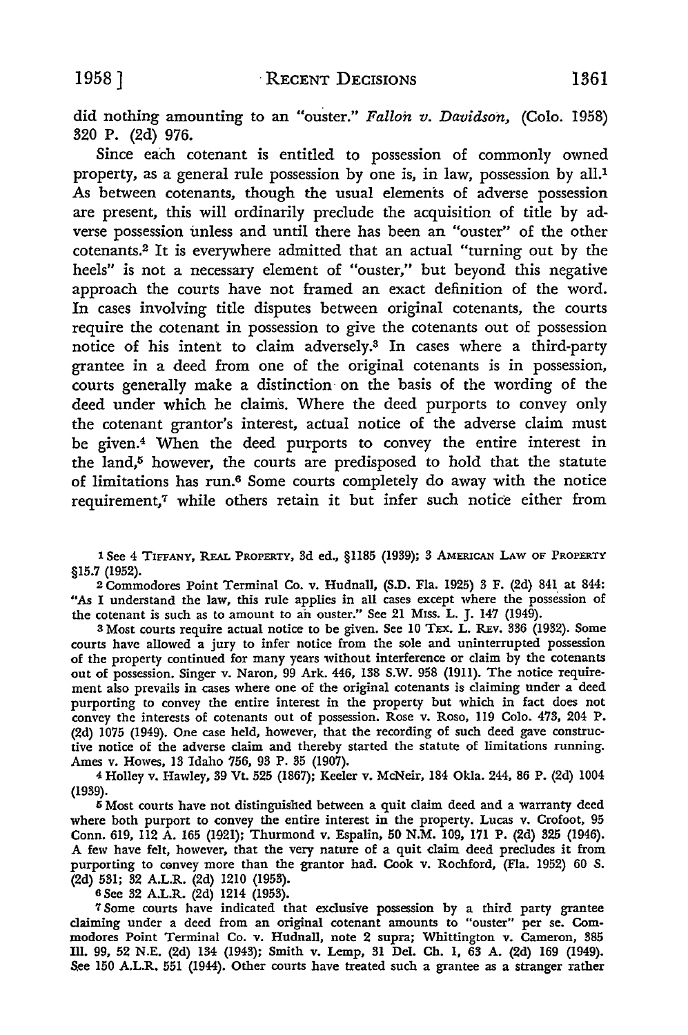did nothing amounting to an "ouster." *Fallon v. Davidson*, (Colo. 1958) 320 P. (2d) 976.

Since each cotenant is entitled to possession of commonly owned property, as a general rule possession by one is, in law, possession by all.[1] As between cotenants, though the usual elements of adverse possession are present, this will ordinarily preclude the acquisition of title by adverse possession unless and until there has been an "ouster" of the other cotenants.[2] It is everywhere admitted that an actual "turning out by the heels" is not a necessary element of "ouster," but beyond this negative approach the courts have not framed an exact definition of the word. In cases involving title disputes between original cotenants, the courts require the cotenant in possession to give the cotenants out of possession notice of his intent to claim adversely.[3] In cases where a third-party grantee in a deed from one of the original cotenants is in possession, courts generally make a distinction on the basis of the wording of the deed under which he claims. Where the deed purports to convey only the cotenant grantor's interest, actual notice of the adverse claim must be given.[4] When the deed purports to convey the entire interest in the land,[5] however, the courts are predisposed to hold that the statute of limitations has run.[6] Some courts completely do away with the notice requirement,[7] while others retain it but infer such notice either from

---

[1] See 4 TIFFANY, REAL PROPERTY, 3d ed., §1185 (1939); 3 AMERICAN LAW OF PROPERTY §15.7 (1952).

[2] Commodores Point Terminal Co. v. Hudnall, (S.D. Fla. 1925) 3 F. (2d) 841 at 844: "As I understand the law, this rule applies in all cases except where the possession of the cotenant is such as to amount to an ouster." See 21 MISS. L. J. 147 (1949).

[3] Most courts require actual notice to be given. See 10 TEX. L. REV. 336 (1932). Some courts have allowed a jury to infer notice from the sole and uninterrupted possession of the property continued for many years without interference or claim by the cotenants out of possession. Singer v. Naron, 99 Ark. 446, 138 S.W. 958 (1911). The notice requirement also prevails in cases where one of the original cotenants is claiming under a deed purporting to convey the entire interest in the property but which in fact does not convey the interests of cotenants out of possession. Rose v. Roso, 119 Colo. 473, 204 P. (2d) 1075 (1949). One case held, however, that the recording of such deed gave constructive notice of the adverse claim and thereby started the statute of limitations running. Ames v. Howes, 13 Idaho 756, 93 P. 35 (1907).

[4] Holley v. Hawley, 39 Vt. 525 (1867); Keeler v. McNeir, 184 Okla. 244, 86 P. (2d) 1004 (1939).

[5] Most courts have not distinguished between a quit claim deed and a warranty deed where both purport to convey the entire interest in the property. Lucas v. Crofoot, 95 Conn. 619, 112 A. 165 (1921); Thurmond v. Espalin, 50 N.M. 109, 171 P. (2d) 325 (1946). A few have felt, however, that the very nature of a quit claim deed precludes it from purporting to convey more than the grantor had. Cook v. Rochford, (Fla. 1952) 60 S. (2d) 531; 32 A.L.R. (2d) 1210 (1953).

[6] See 32 A.L.R. (2d) 1214 (1953).

[7] Some courts have indicated that exclusive possession by a third party grantee claiming under a deed from an original cotenant amounts to "ouster" per se. Commodores Point Terminal Co. v. Hudnall, note 2 supra; Whittington v. Cameron, 385 Ill. 99, 52 N.E. (2d) 134 (1943); Smith v. Lemp, 31 Del. Ch. 1, 63 A. (2d) 169 (1949). See 150 A.L.R. 551 (1944). Other courts have treated such a grantee as a stranger rather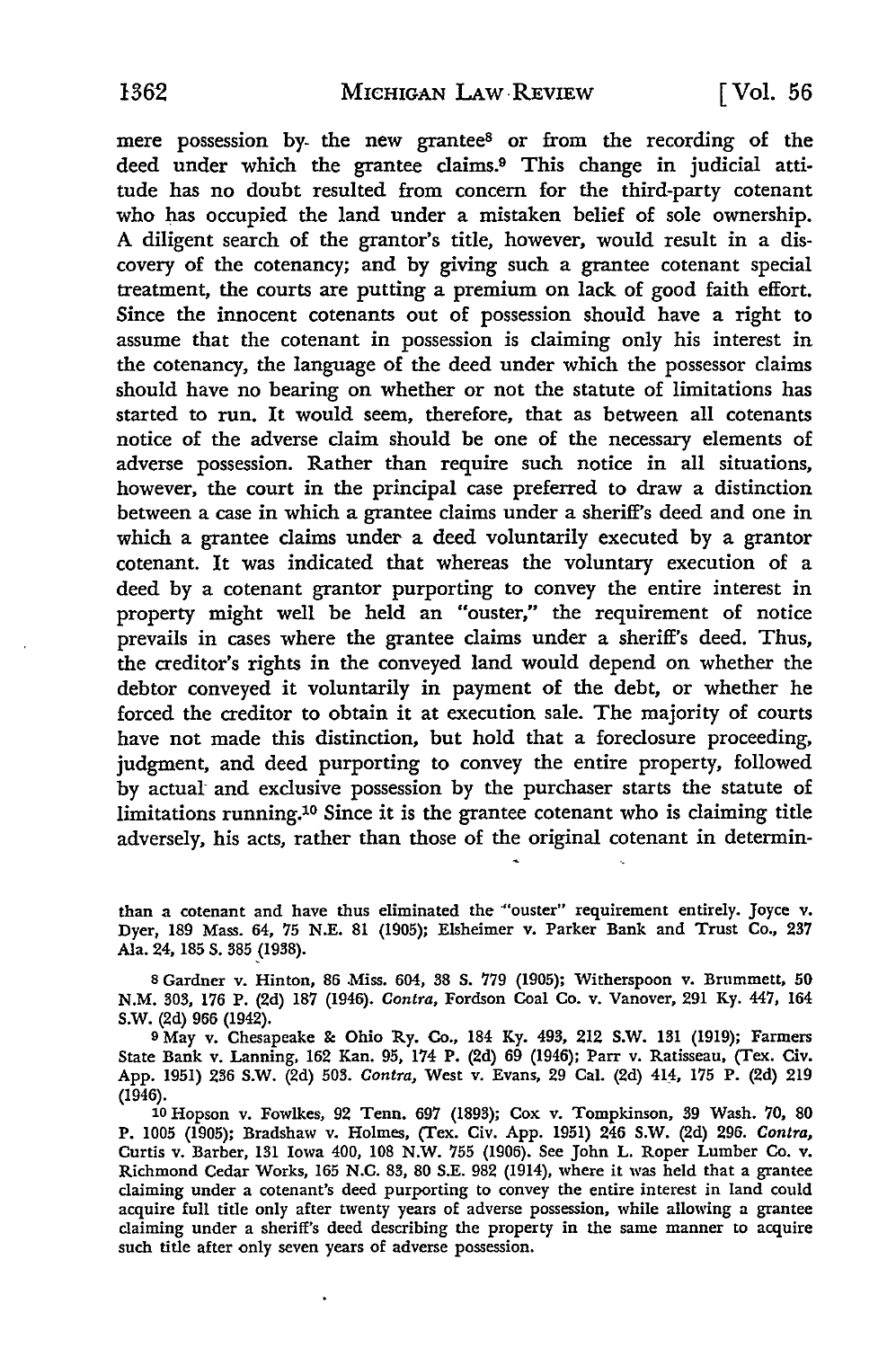mere possession by the new grantee[8] or from the recording of the deed under which the grantee claims.[9] This change in judicial attitude has no doubt resulted from concern for the third-party cotenant who has occupied the land under a mistaken belief of sole ownership. A diligent search of the grantor's title, however, would result in a discovery of the cotenancy; and by giving such a grantee cotenant special treatment, the courts are putting a premium on lack of good faith effort. Since the innocent cotenants out of possession should have a right to assume that the cotenant in possession is claiming only his interest in the cotenancy, the language of the deed under which the possessor claims should have no bearing on whether or not the statute of limitations has started to run. It would seem, therefore, that as between all cotenants notice of the adverse claim should be one of the necessary elements of adverse possession. Rather than require such notice in all situations, however, the court in the principal case preferred to draw a distinction between a case in which a grantee claims under a sheriff's deed and one in which a grantee claims under a deed voluntarily executed by a grantor cotenant. It was indicated that whereas the voluntary execution of a deed by a cotenant grantor purporting to convey the entire interest in property might well be held an "ouster," the requirement of notice prevails in cases where the grantee claims under a sheriff's deed. Thus, the creditor's rights in the conveyed land would depend on whether the debtor conveyed it voluntarily in payment of the debt, or whether he forced the creditor to obtain it at execution sale. The majority of courts have not made this distinction, but hold that a foreclosure proceeding, judgment, and deed purporting to convey the entire property, followed by actual and exclusive possession by the purchaser starts the statute of limitations running.[10] Since it is the grantee cotenant who is claiming title adversely, his acts, rather than those of the original cotenant in determin-

than a cotenant and have thus eliminated the "ouster" requirement entirely. Joyce v. Dyer, 189 Mass. 64, 75 N.E. 81 (1905); Elsheimer v. Parker Bank and Trust Co., 237 Ala. 24, 185 S. 385 (1938).

[8] Gardner v. Hinton, 86 Miss. 604, 38 S. 779 (1905); Witherspoon v. Brummett, 50 N.M. 303, 176 P. (2d) 187 (1946). *Contra*, Fordson Coal Co. v. Vanover, 291 Ky. 447, 164 S.W. (2d) 966 (1942).

[9] May v. Chesapeake & Ohio Ry. Co., 184 Ky. 493, 212 S.W. 131 (1919); Farmers State Bank v. Lanning, 162 Kan. 95, 174 P. (2d) 69 (1946); Parr v. Ratisseau, (Tex. Civ. App. 1951) 236 S.W. (2d) 503. *Contra*, West v. Evans, 29 Cal. (2d) 414, 175 P. (2d) 219 (1946).

[10] Hopson v. Fowlkes, 92 Tenn. 697 (1893); Cox v. Tompkinson, 39 Wash. 70, 80 P. 1005 (1905); Bradshaw v. Holmes, (Tex. Civ. App. 1951) 246 S.W. (2d) 296. *Contra*, Curtis v. Barber, 131 Iowa 400, 108 N.W. 755 (1906). See John L. Roper Lumber Co. v. Richmond Cedar Works, 165 N.C. 83, 80 S.E. 982 (1914), where it was held that a grantee claiming under a cotenant's deed purporting to convey the entire interest in land could acquire full title only after twenty years of adverse possession, while allowing a grantee claiming under a sheriff's deed describing the property in the same manner to acquire such title after only seven years of adverse possession.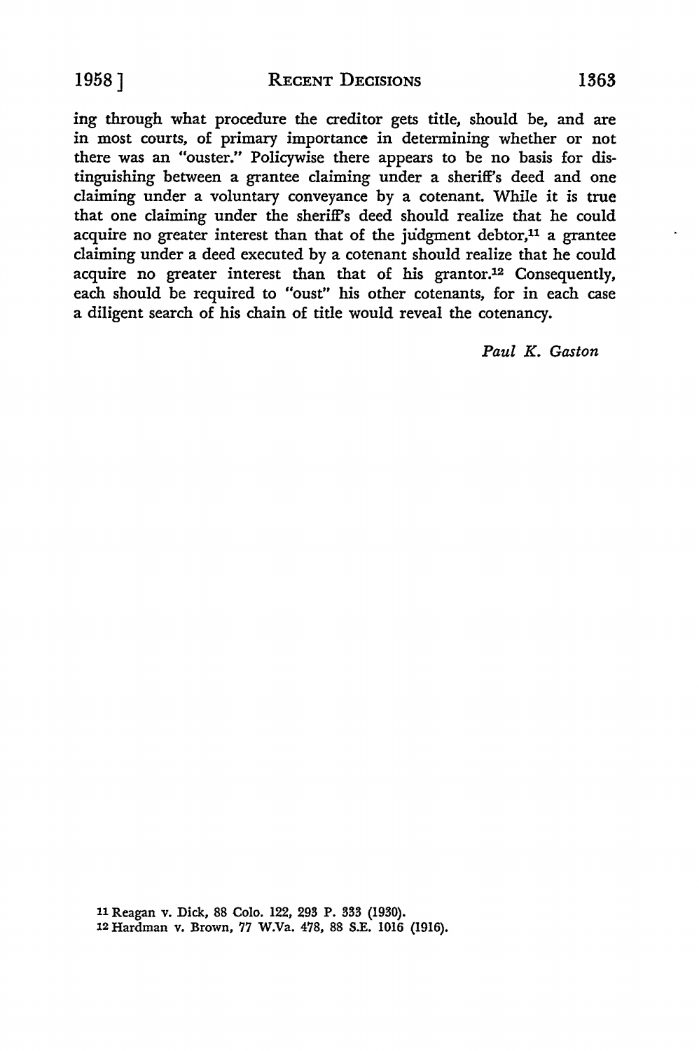ing through what procedure the creditor gets title, should be, and are in most courts, of primary importance in determining whether or not there was an "ouster." Policywise there appears to be no basis for distinguishing between a grantee claiming under a sheriff's deed and one claiming under a voluntary conveyance by a cotenant. While it is true that one claiming under the sheriff's deed should realize that he could acquire no greater interest than that of the judgment debtor,[11] a grantee claiming under a deed executed by a cotenant should realize that he could acquire no greater interest than that of his grantor.[12] Consequently, each should be required to "oust" his other cotenants, for in each case a diligent search of his chain of title would reveal the cotenancy.

*Paul K. Gaston*

[11] Reagan v. Dick, 88 Colo. 122, 293 P. 333 (1930).

[12] Hardman v. Brown, 77 W.Va. 478, 88 S.E. 1016 (1916).